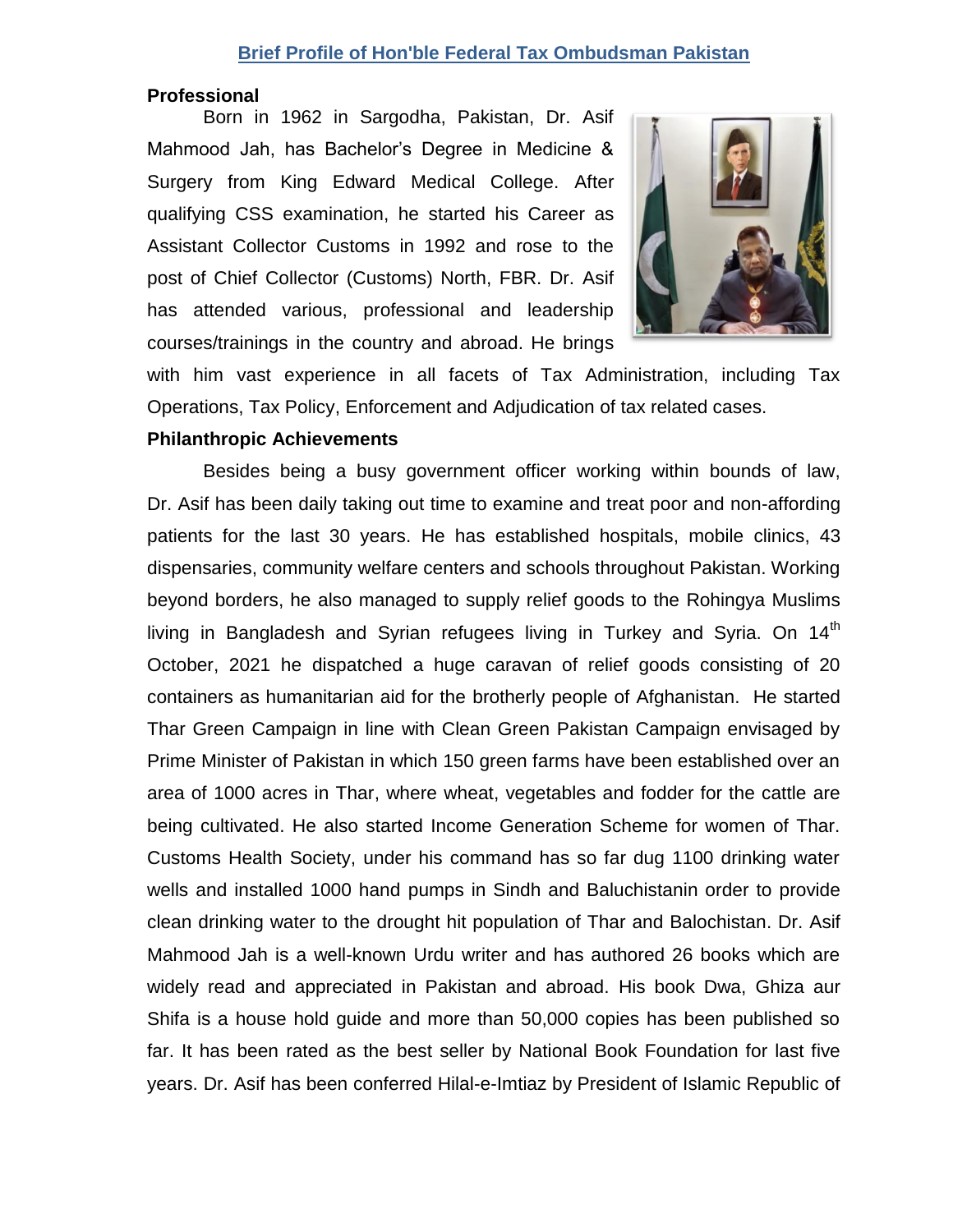# Brief Profile of Hon'ble Federal Tax Ombudsman Pakistan

**Professional**

Born in 1962 in Sargodha, Pakistan, Dr. Asif Mahmood Jah, has Bachelor's Degree in Medicine & Surgery from King Edward Medical College. After qualifying CSS examination, he started his Career as Assistant Collector Customs in 1992 and rose to the post of Chief Collector (Customs) North, FBR. Dr. Asif has attended various, professional and leadership courses/trainings in the country and abroad. He brings with him vast experience in all facets of Tax Administration, including Tax Operations, Tax Policy, Enforcement and Adjudication of tax related cases.

**Philanthropic Achievements**

Besides being a busy government officer working within bounds of law, Dr. Asif has been daily taking out time to examine and treat poor and non-affording patients for the last 30 years. He has established hospitals, mobile clinics, 43 dispensaries, community welfare centers and schools throughout Pakistan. Working beyond borders, he also managed to supply relief goods to the Rohingya Muslims living in Bangladesh and Syrian refugees living in Turkey and Syria. On 14th October, 2021 he dispatched a huge caravan of relief goods consisting of 20 containers as humanitarian aid for the brotherly people of Afghanistan. He started Thar Green Campaign in line with Clean Green Pakistan Campaign envisaged by Prime Minister of Pakistan in which 150 green farms have been established over an area of 1000 acres in Thar, where wheat, vegetables and fodder for the cattle are being cultivated. He also started Income Generation Scheme for women of Thar. Customs Health Society, under his command has so far dug 1100 drinking water wells and installed 1000 hand pumps in Sindh and Baluchistanin order to provide clean drinking water to the drought hit population of Thar and Balochistan. Dr. Asif Mahmood Jah is a well-known Urdu writer and has authored 26 books which are widely read and appreciated in Pakistan and abroad. His book Dwa, Ghiza aur Shifa is a house hold guide and more than 50,000 copies has been published so far. It has been rated as the best seller by National Book Foundation for last five years. Dr. Asif has been conferred Hilal-e-Imtiaz by President of Islamic Republic of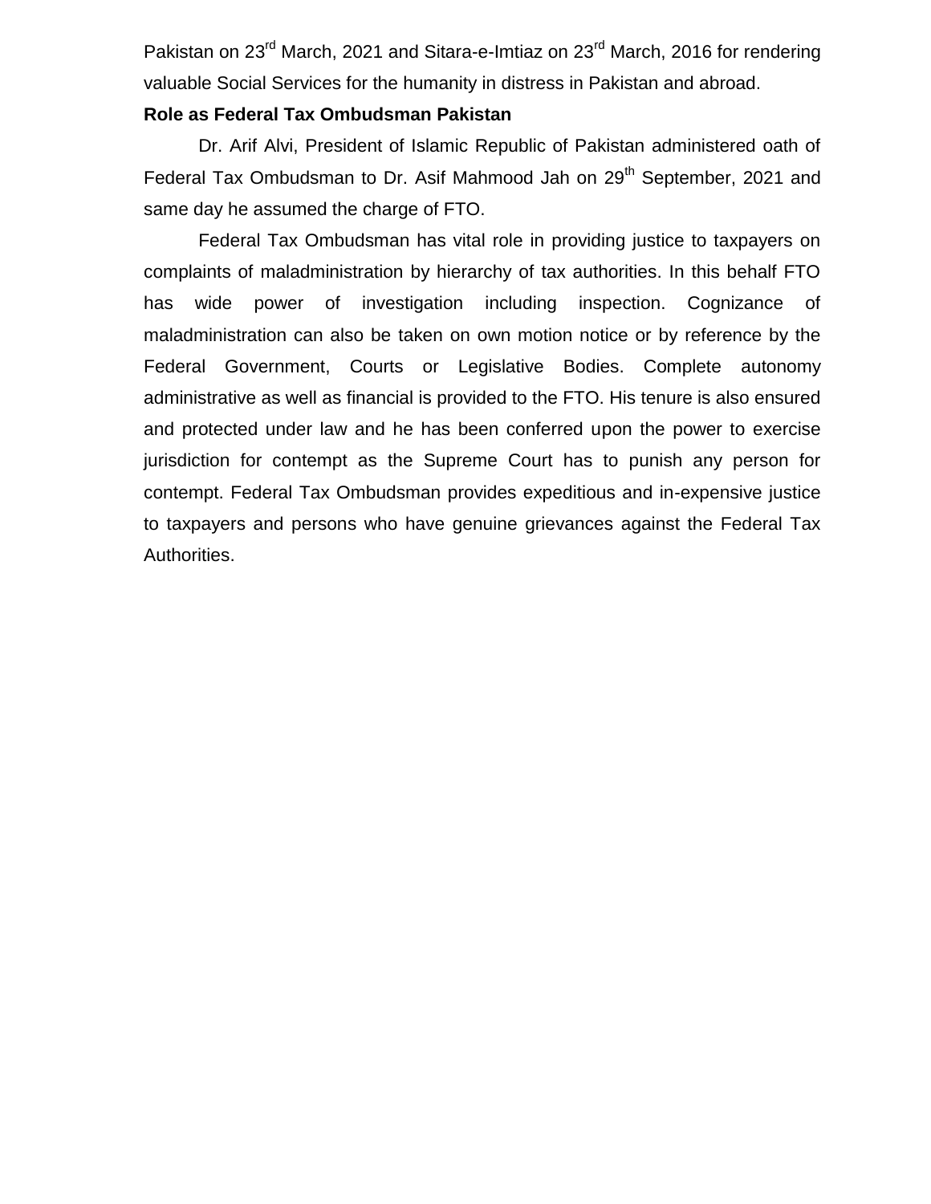Pakistan on 23rd March, 2021 and Sitara-e-Imtiaz on 23rd March, 2016 for rendering valuable Social Services for the humanity in distress in Pakistan and abroad.

**Role as Federal Tax Ombudsman Pakistan**

Dr. Arif Alvi, President of Islamic Republic of Pakistan administered oath of Federal Tax Ombudsman to Dr. Asif Mahmood Jah on 29th September, 2021 and same day he assumed the charge of FTO.

Federal Tax Ombudsman has vital role in providing justice to taxpayers on complaints of maladministration by hierarchy of tax authorities. In this behalf FTO has wide power of investigation including inspection. Cognizance of maladministration can also be taken on own motion notice or by reference by the Federal Government, Courts or Legislative Bodies. Complete autonomy administrative as well as financial is provided to the FTO. His tenure is also ensured and protected under law and he has been conferred upon the power to exercise jurisdiction for contempt as the Supreme Court has to punish any person for contempt. Federal Tax Ombudsman provides expeditious and in-expensive justice to taxpayers and persons who have genuine grievances against the Federal Tax Authorities.